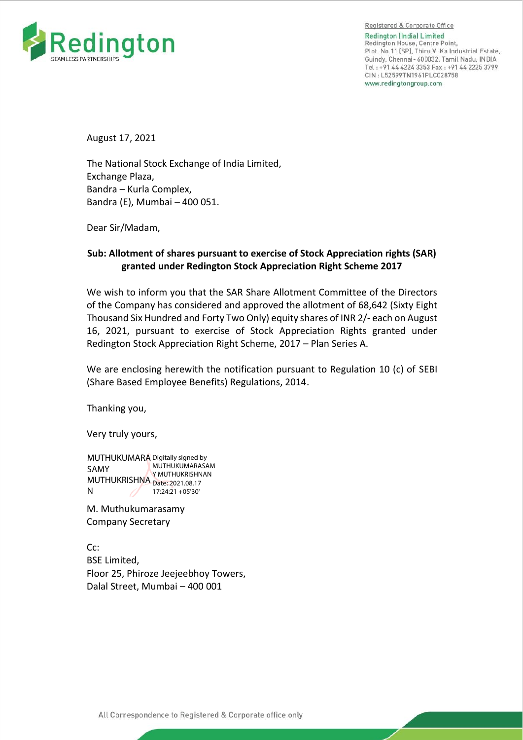Registered & Corporate Office
Redington (India) Limited
Redington House, Centre Point,
Plot. No.11 (SP), Thiru.Vi.Ka Industrial Estate,
Guindy, Chennai - 600032. Tamil Nadu, INDIA
Tel : +91 44 4224 3353 Fax : +91 44 2225 3799
CIN : L52599TN1961PLC028758
www.redingtongroup.com

August 17, 2021

The National Stock Exchange of India Limited,
Exchange Plaza,
Bandra – Kurla Complex,
Bandra (E), Mumbai – 400 051.

Dear Sir/Madam,

**Sub: Allotment of shares pursuant to exercise of Stock Appreciation rights (SAR) granted under Redington Stock Appreciation Right Scheme 2017**

We wish to inform you that the SAR Share Allotment Committee of the Directors of the Company has considered and approved the allotment of 68,642 (Sixty Eight Thousand Six Hundred and Forty Two Only) equity shares of INR 2/- each on August 16, 2021, pursuant to exercise of Stock Appreciation Rights granted under Redington Stock Appreciation Right Scheme, 2017 – Plan Series A.

We are enclosing herewith the notification pursuant to Regulation 10 (c) of SEBI (Share Based Employee Benefits) Regulations, 2014.

Thanking you,

Very truly yours,

MUTHUKUMARASAMY MUTHUKRISHNAN
Digitally signed by MUTHUKUMARASAMY MUTHUKRISHNAN
Date: 2021.08.17 17:24:21 +05'30'

M. Muthukumarasamy
Company Secretary

Cc:
BSE Limited,
Floor 25, Phiroze Jeejeebhoy Towers,
Dalal Street, Mumbai – 400 001

All Correspondence to Registered & Corporate office only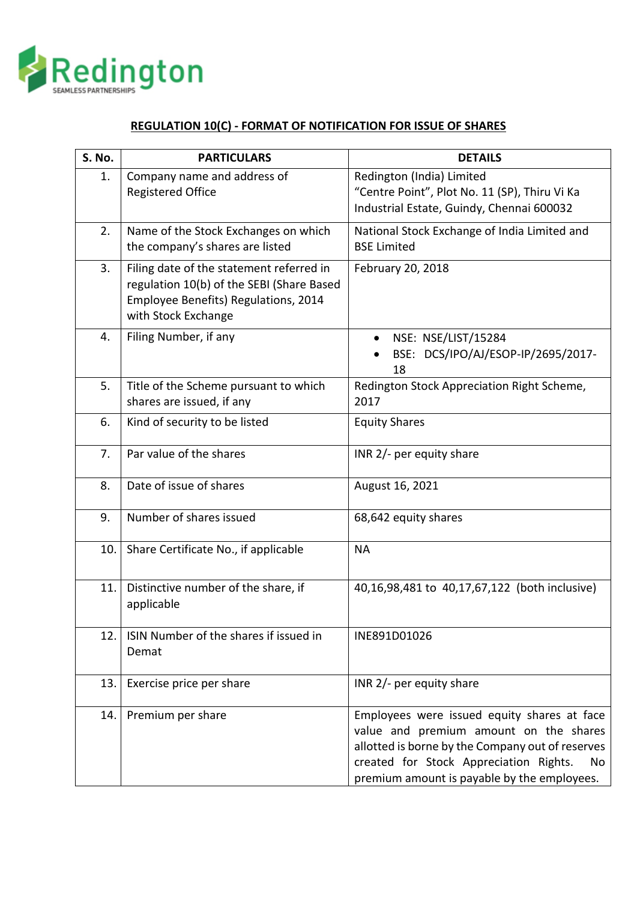Redington
SEAMLESS PARTNERSHIPS

## REGULATION 10(C) - FORMAT OF NOTIFICATION FOR ISSUE OF SHARES

| S. No. | PARTICULARS | DETAILS |
|---|---|---|
| 1. | Company name and address of Registered Office | Redington (India) Limited<br>"Centre Point", Plot No. 11 (SP), Thiru Vi Ka Industrial Estate, Guindy, Chennai 600032 |
| 2. | Name of the Stock Exchanges on which the company's shares are listed | National Stock Exchange of India Limited and BSE Limited |
| 3. | Filing date of the statement referred in regulation 10(b) of the SEBI (Share Based Employee Benefits) Regulations, 2014 with Stock Exchange | February 20, 2018 |
| 4. | Filing Number, if any | • NSE: NSE/LIST/15284<br>• BSE: DCS/IPO/AJ/ESOP-IP/2695/2017-18 |
| 5. | Title of the Scheme pursuant to which shares are issued, if any | Redington Stock Appreciation Right Scheme, 2017 |
| 6. | Kind of security to be listed | Equity Shares |
| 7. | Par value of the shares | INR 2/- per equity share |
| 8. | Date of issue of shares | August 16, 2021 |
| 9. | Number of shares issued | 68,642 equity shares |
| 10. | Share Certificate No., if applicable | NA |
| 11. | Distinctive number of the share, if applicable | 40,16,98,481 to 40,17,67,122 (both inclusive) |
| 12. | ISIN Number of the shares if issued in Demat | INE891D01026 |
| 13. | Exercise price per share | INR 2/- per equity share |
| 14. | Premium per share | Employees were issued equity shares at face value and premium amount on the shares allotted is borne by the Company out of reserves created for Stock Appreciation Rights. No premium amount is payable by the employees. |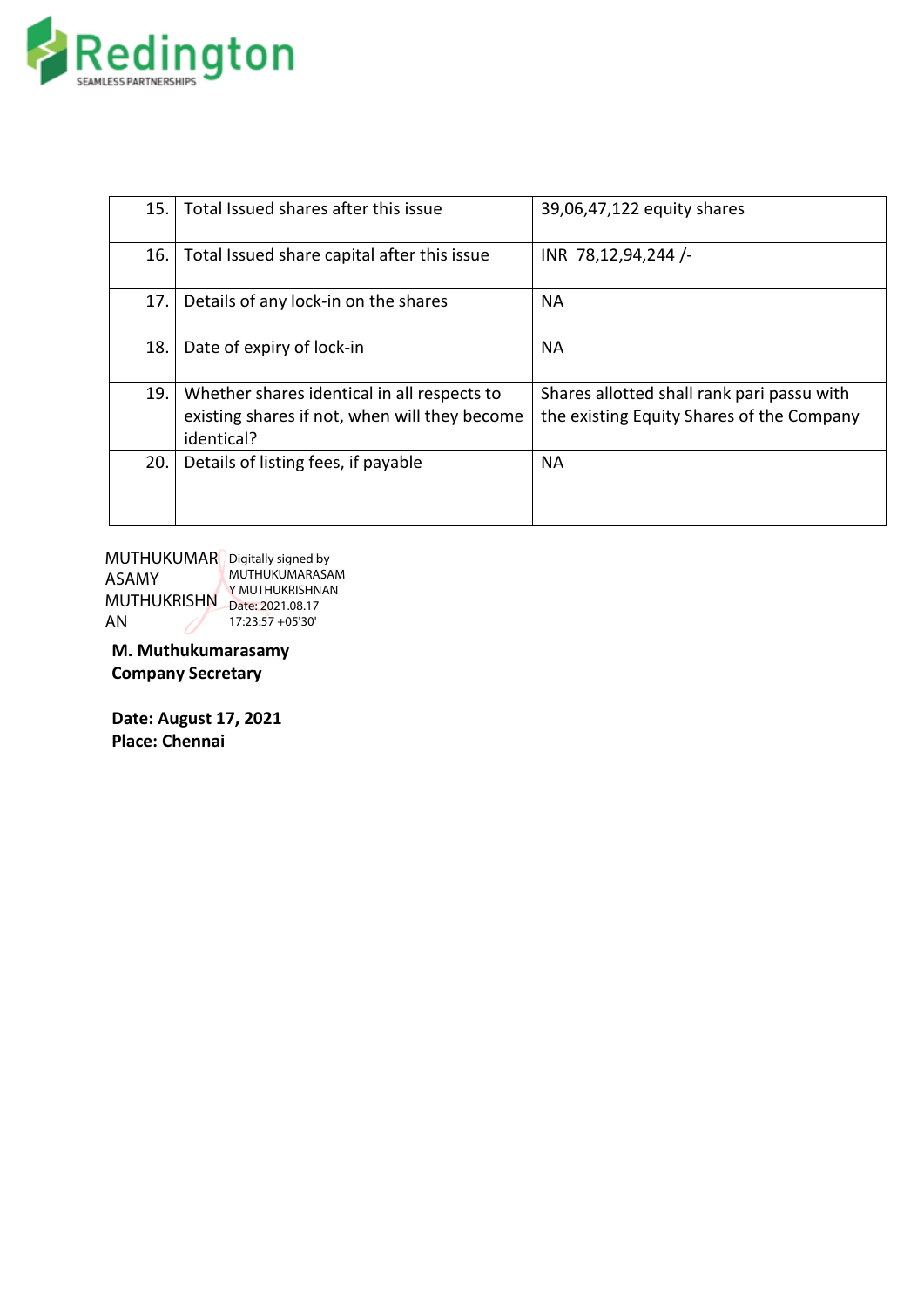| | | |
|---|---|---|
| 15. | Total Issued shares after this issue | 39,06,47,122 equity shares |
| 16. | Total Issued share capital after this issue | INR 78,12,94,244 /- |
| 17. | Details of any lock-in on the shares | NA |
| 18. | Date of expiry of lock-in | NA |
| 19. | Whether shares identical in all respects to existing shares if not, when will they become identical? | Shares allotted shall rank pari passu with the existing Equity Shares of the Company |
| 20. | Details of listing fees, if payable | NA |

MUTHUKUMARASAMY MUTHUKRISHNAN

Digitally signed by MUTHUKUMARASAMY MUTHUKRISHNAN
Date: 2021.08.17 17:23:57 +05'30'

**M. Muthukumarasamy**
**Company Secretary**

**Date: August 17, 2021**
**Place: Chennai**